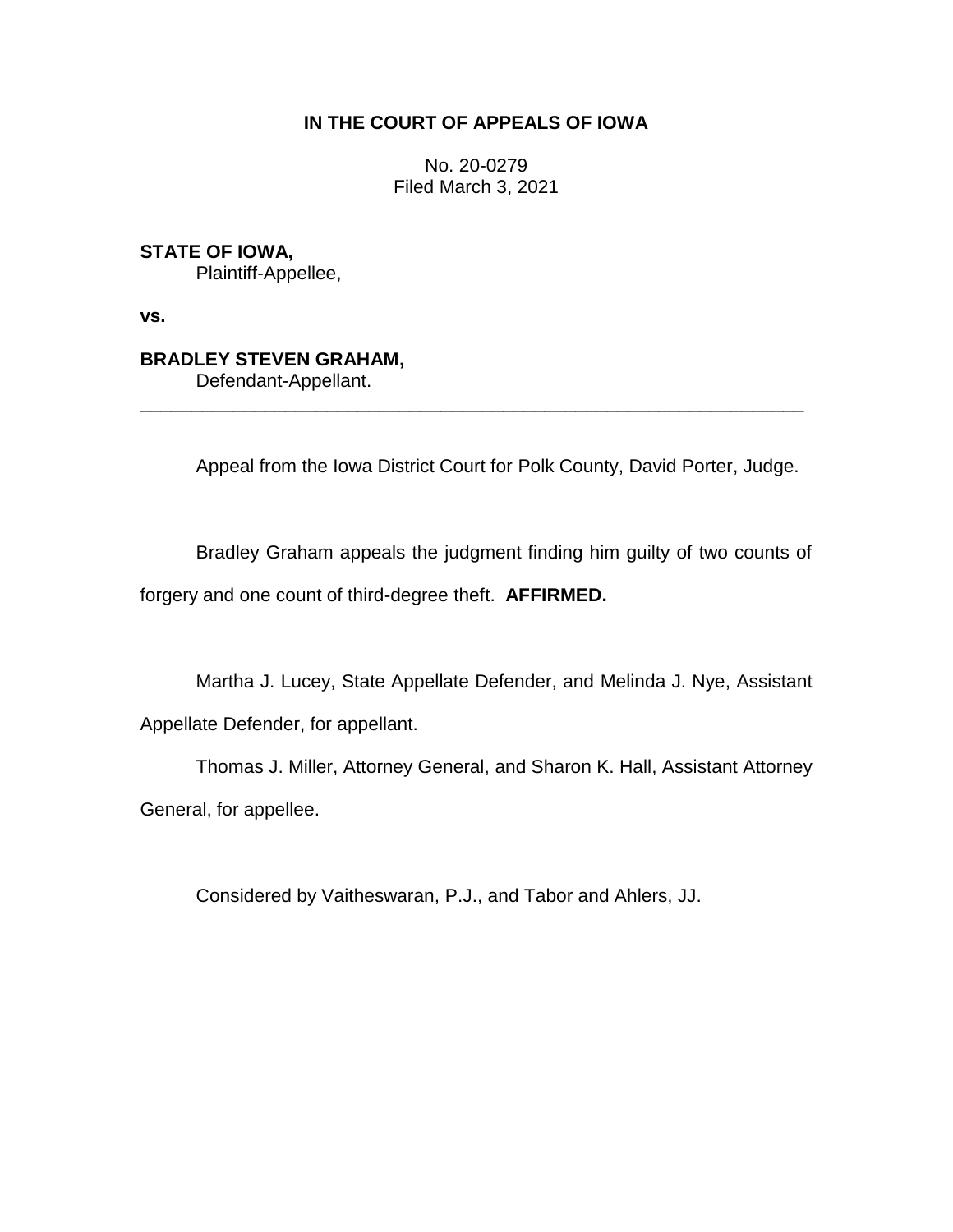# IN THE COURT OF APPEALS OF IOWA

No. 20-0279
Filed March 3, 2021

**STATE OF IOWA,**
Plaintiff-Appellee,

**vs.**

**BRADLEY STEVEN GRAHAM,**
Defendant-Appellant.

---

Appeal from the Iowa District Court for Polk County, David Porter, Judge.

Bradley Graham appeals the judgment finding him guilty of two counts of forgery and one count of third-degree theft. **AFFIRMED.**

Martha J. Lucey, State Appellate Defender, and Melinda J. Nye, Assistant Appellate Defender, for appellant.

Thomas J. Miller, Attorney General, and Sharon K. Hall, Assistant Attorney General, for appellee.

Considered by Vaitheswaran, P.J., and Tabor and Ahlers, JJ.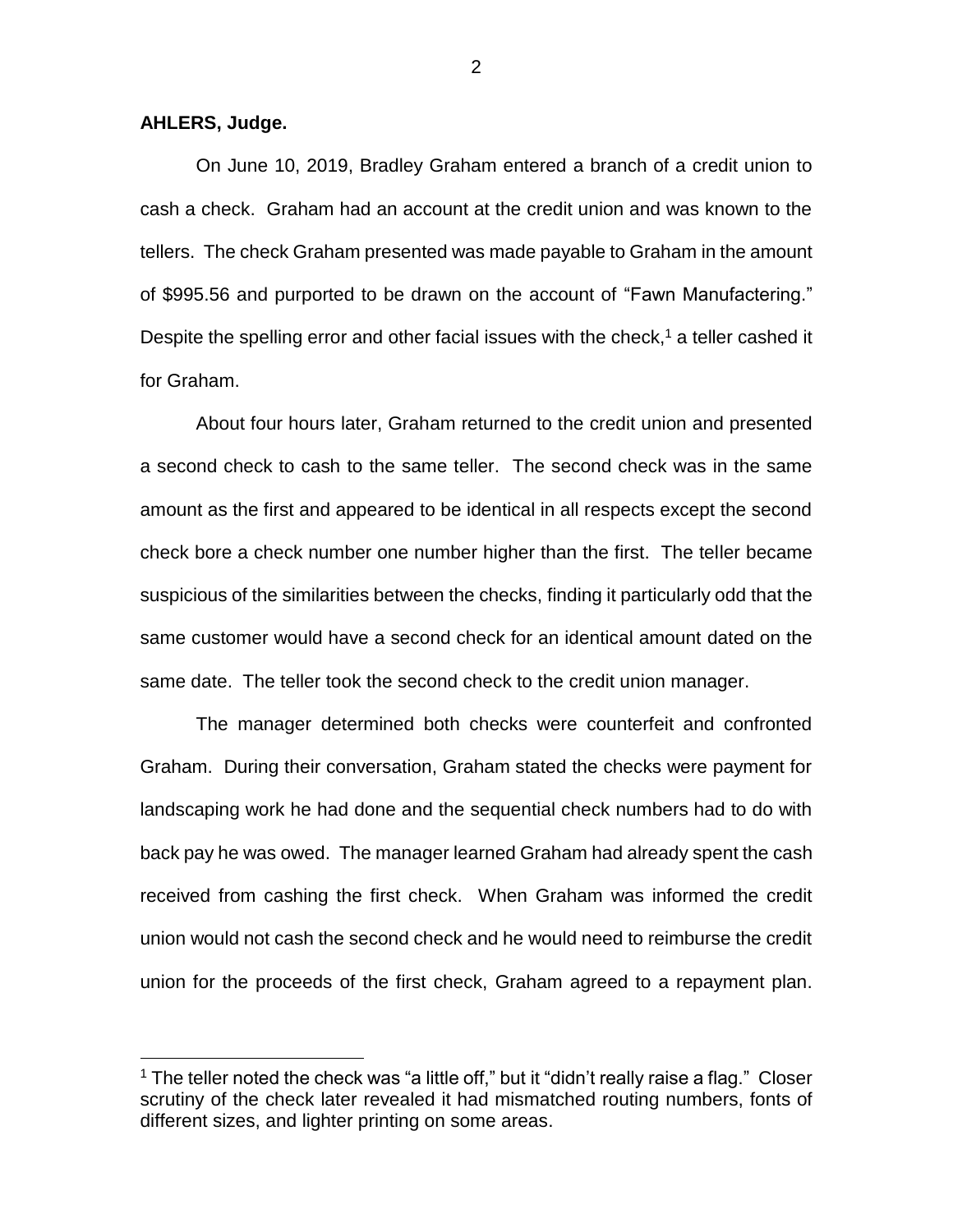**AHLERS, Judge.**

On June 10, 2019, Bradley Graham entered a branch of a credit union to cash a check. Graham had an account at the credit union and was known to the tellers. The check Graham presented was made payable to Graham in the amount of $995.56 and purported to be drawn on the account of "Fawn Manufactering." Despite the spelling error and other facial issues with the check,[1] a teller cashed it for Graham.

About four hours later, Graham returned to the credit union and presented a second check to cash to the same teller. The second check was in the same amount as the first and appeared to be identical in all respects except the second check bore a check number one number higher than the first. The teller became suspicious of the similarities between the checks, finding it particularly odd that the same customer would have a second check for an identical amount dated on the same date. The teller took the second check to the credit union manager.

The manager determined both checks were counterfeit and confronted Graham. During their conversation, Graham stated the checks were payment for landscaping work he had done and the sequential check numbers had to do with back pay he was owed. The manager learned Graham had already spent the cash received from cashing the first check. When Graham was informed the credit union would not cash the second check and he would need to reimburse the credit union for the proceeds of the first check, Graham agreed to a repayment plan.

[1] The teller noted the check was "a little off," but it "didn't really raise a flag." Closer scrutiny of the check later revealed it had mismatched routing numbers, fonts of different sizes, and lighter printing on some areas.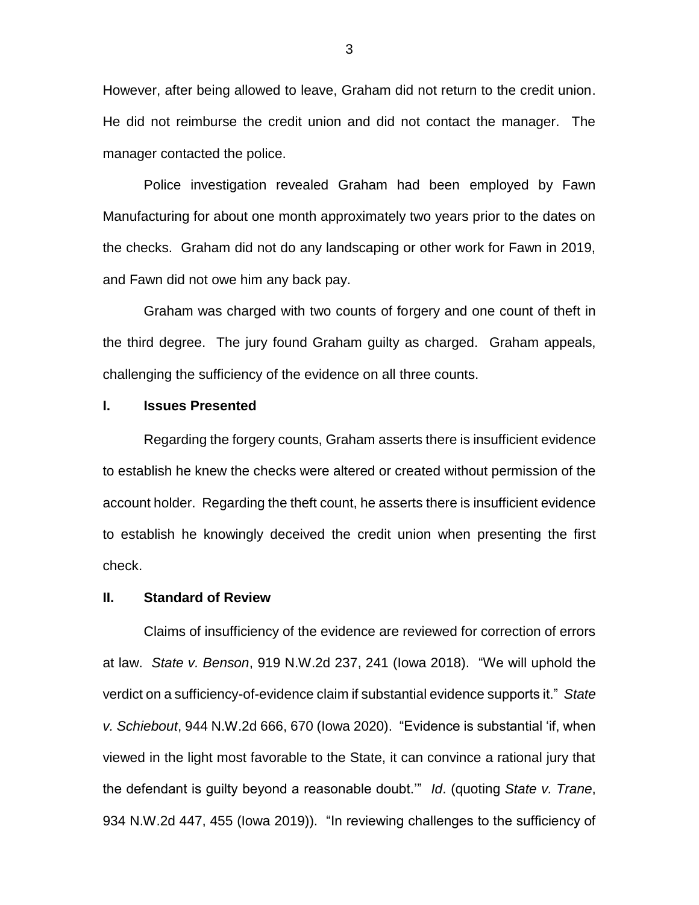However, after being allowed to leave, Graham did not return to the credit union. He did not reimburse the credit union and did not contact the manager. The manager contacted the police.

Police investigation revealed Graham had been employed by Fawn Manufacturing for about one month approximately two years prior to the dates on the checks. Graham did not do any landscaping or other work for Fawn in 2019, and Fawn did not owe him any back pay.

Graham was charged with two counts of forgery and one count of theft in the third degree. The jury found Graham guilty as charged. Graham appeals, challenging the sufficiency of the evidence on all three counts.

## I. Issues Presented

Regarding the forgery counts, Graham asserts there is insufficient evidence to establish he knew the checks were altered or created without permission of the account holder. Regarding the theft count, he asserts there is insufficient evidence to establish he knowingly deceived the credit union when presenting the first check.

## II. Standard of Review

Claims of insufficiency of the evidence are reviewed for correction of errors at law. *State v. Benson*, 919 N.W.2d 237, 241 (Iowa 2018). "We will uphold the verdict on a sufficiency-of-evidence claim if substantial evidence supports it." *State v. Schiebout*, 944 N.W.2d 666, 670 (Iowa 2020). "Evidence is substantial 'if, when viewed in the light most favorable to the State, it can convince a rational jury that the defendant is guilty beyond a reasonable doubt.'" *Id*. (quoting *State v. Trane*, 934 N.W.2d 447, 455 (Iowa 2019)). "In reviewing challenges to the sufficiency of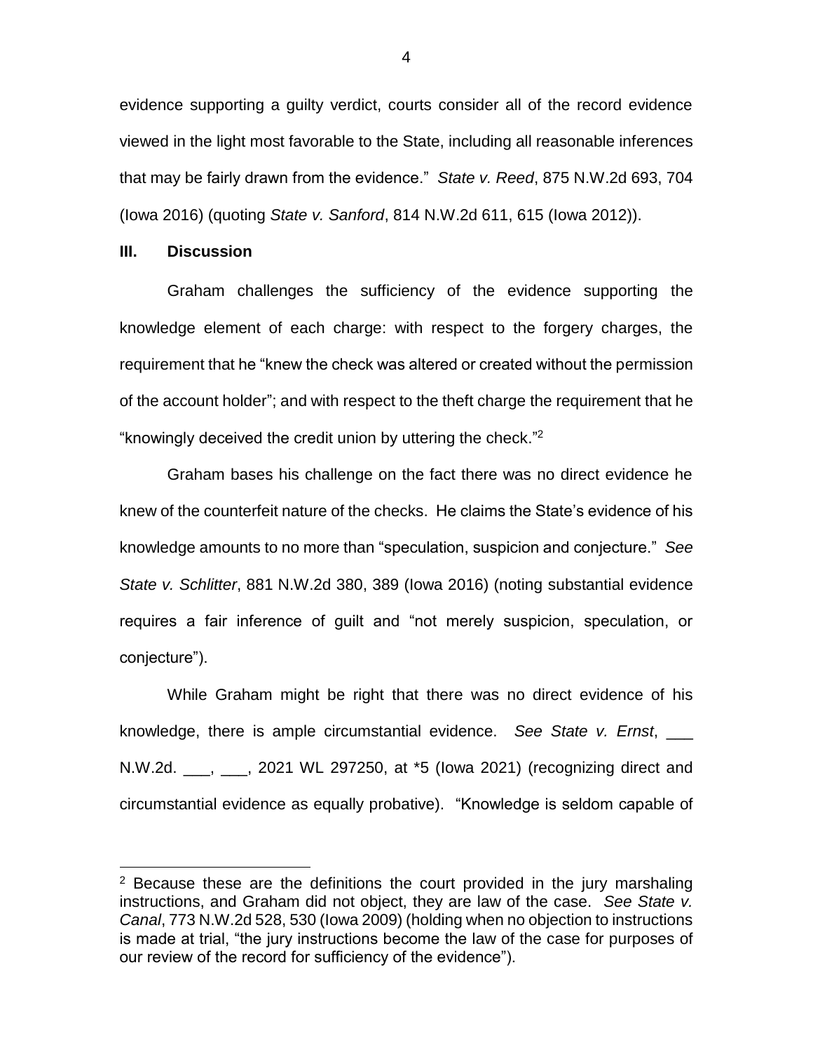evidence supporting a guilty verdict, courts consider all of the record evidence viewed in the light most favorable to the State, including all reasonable inferences that may be fairly drawn from the evidence." *State v. Reed*, 875 N.W.2d 693, 704 (Iowa 2016) (quoting *State v. Sanford*, 814 N.W.2d 611, 615 (Iowa 2012)).

## III. Discussion

Graham challenges the sufficiency of the evidence supporting the knowledge element of each charge: with respect to the forgery charges, the requirement that he "knew the check was altered or created without the permission of the account holder"; and with respect to the theft charge the requirement that he "knowingly deceived the credit union by uttering the check."[2]

Graham bases his challenge on the fact there was no direct evidence he knew of the counterfeit nature of the checks. He claims the State's evidence of his knowledge amounts to no more than "speculation, suspicion and conjecture." *See State v. Schlitter*, 881 N.W.2d 380, 389 (Iowa 2016) (noting substantial evidence requires a fair inference of guilt and "not merely suspicion, speculation, or conjecture").

While Graham might be right that there was no direct evidence of his knowledge, there is ample circumstantial evidence. *See State v. Ernst*, ___ N.W.2d. ___, ___, 2021 WL 297250, at *5 (Iowa 2021) (recognizing direct and circumstantial evidence as equally probative). "Knowledge is seldom capable of

---

[2] Because these are the definitions the court provided in the jury marshaling instructions, and Graham did not object, they are law of the case. *See State v. Canal*, 773 N.W.2d 528, 530 (Iowa 2009) (holding when no objection to instructions is made at trial, "the jury instructions become the law of the case for purposes of our review of the record for sufficiency of the evidence").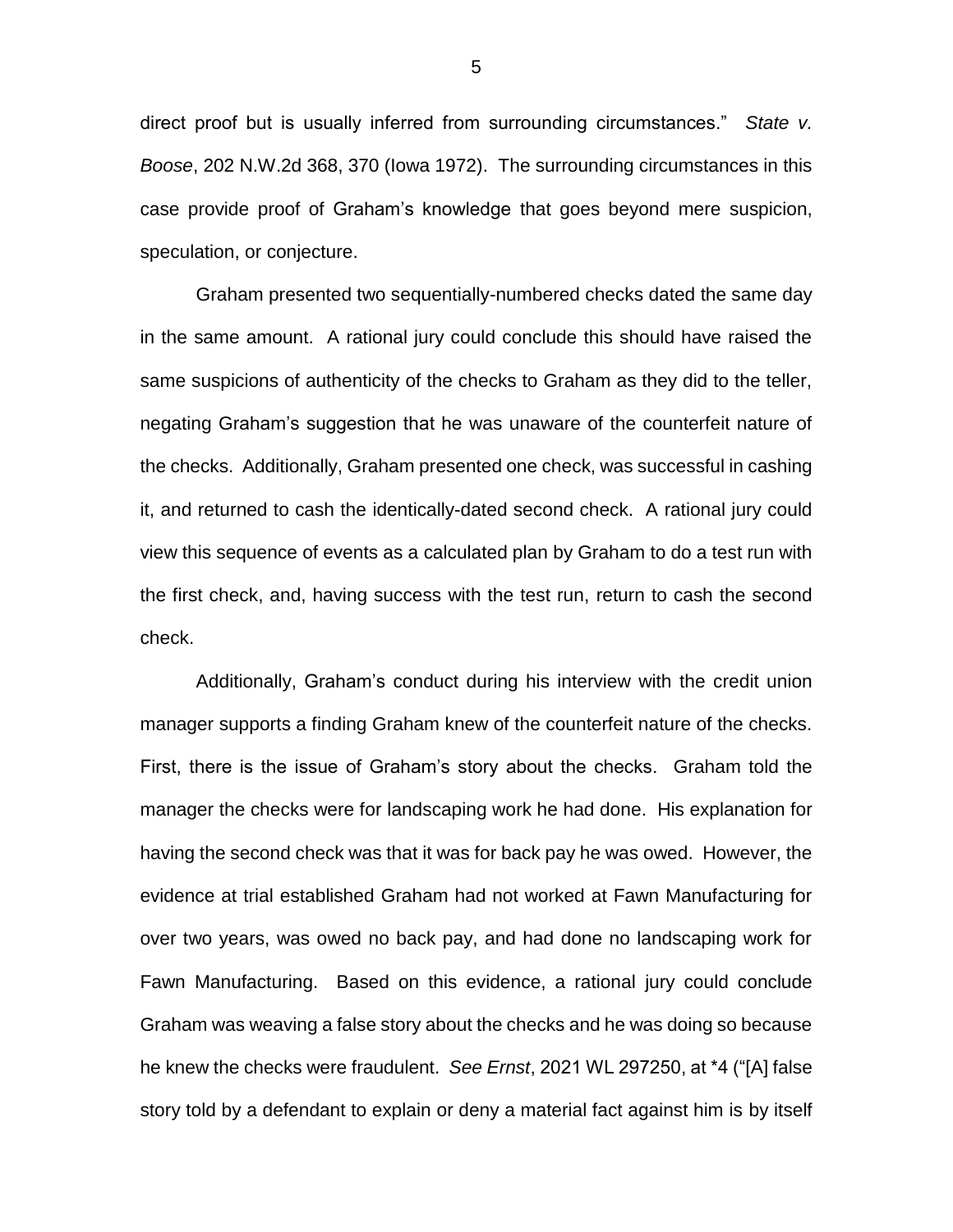direct proof but is usually inferred from surrounding circumstances." *State v. Boose*, 202 N.W.2d 368, 370 (Iowa 1972). The surrounding circumstances in this case provide proof of Graham's knowledge that goes beyond mere suspicion, speculation, or conjecture.

Graham presented two sequentially-numbered checks dated the same day in the same amount. A rational jury could conclude this should have raised the same suspicions of authenticity of the checks to Graham as they did to the teller, negating Graham's suggestion that he was unaware of the counterfeit nature of the checks. Additionally, Graham presented one check, was successful in cashing it, and returned to cash the identically-dated second check. A rational jury could view this sequence of events as a calculated plan by Graham to do a test run with the first check, and, having success with the test run, return to cash the second check.

Additionally, Graham's conduct during his interview with the credit union manager supports a finding Graham knew of the counterfeit nature of the checks. First, there is the issue of Graham's story about the checks. Graham told the manager the checks were for landscaping work he had done. His explanation for having the second check was that it was for back pay he was owed. However, the evidence at trial established Graham had not worked at Fawn Manufacturing for over two years, was owed no back pay, and had done no landscaping work for Fawn Manufacturing. Based on this evidence, a rational jury could conclude Graham was weaving a false story about the checks and he was doing so because he knew the checks were fraudulent. *See Ernst*, 2021 WL 297250, at *4 ("[A] false story told by a defendant to explain or deny a material fact against him is by itself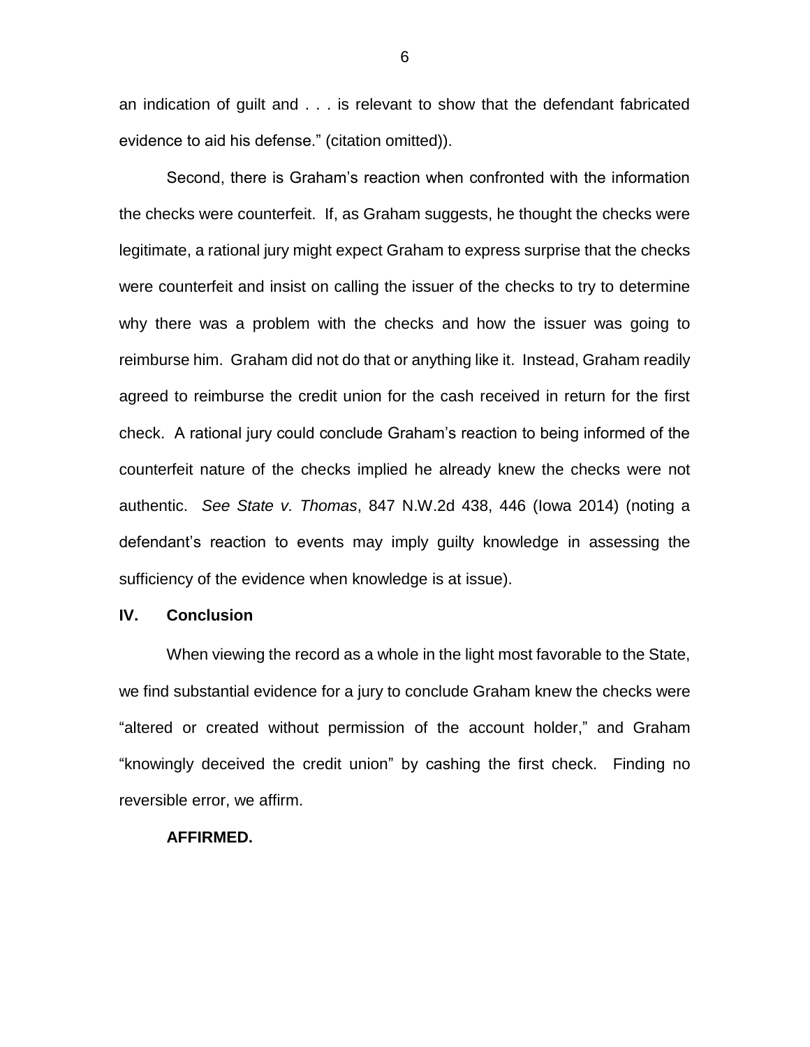an indication of guilt and . . . is relevant to show that the defendant fabricated evidence to aid his defense." (citation omitted)).

Second, there is Graham's reaction when confronted with the information the checks were counterfeit. If, as Graham suggests, he thought the checks were legitimate, a rational jury might expect Graham to express surprise that the checks were counterfeit and insist on calling the issuer of the checks to try to determine why there was a problem with the checks and how the issuer was going to reimburse him. Graham did not do that or anything like it. Instead, Graham readily agreed to reimburse the credit union for the cash received in return for the first check. A rational jury could conclude Graham's reaction to being informed of the counterfeit nature of the checks implied he already knew the checks were not authentic. *See State v. Thomas*, 847 N.W.2d 438, 446 (Iowa 2014) (noting a defendant's reaction to events may imply guilty knowledge in assessing the sufficiency of the evidence when knowledge is at issue).

## IV. Conclusion

When viewing the record as a whole in the light most favorable to the State, we find substantial evidence for a jury to conclude Graham knew the checks were "altered or created without permission of the account holder," and Graham "knowingly deceived the credit union" by cashing the first check. Finding no reversible error, we affirm.

**AFFIRMED.**